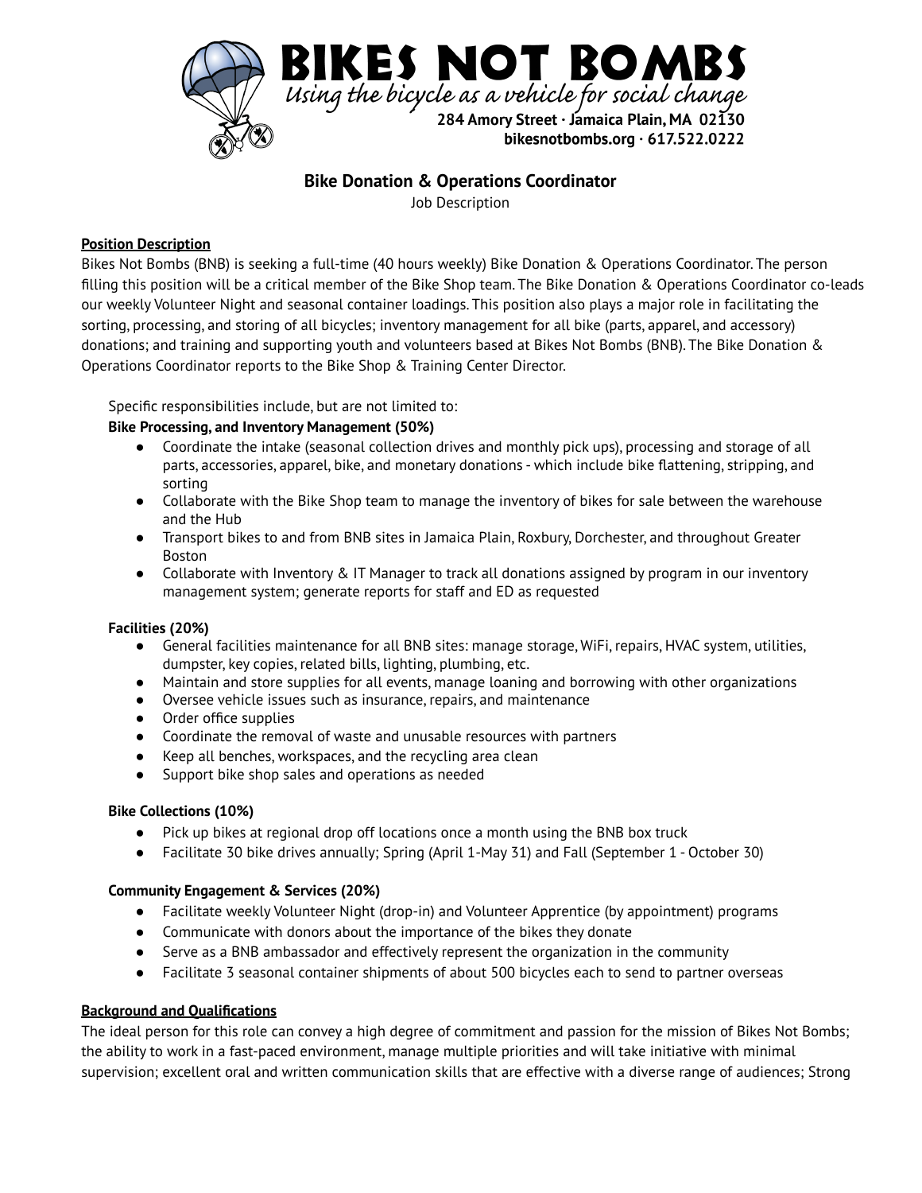# BIKES NOT BOMBS

*Using the bicycle as a vehicle for social change*

**284 Amory Street · Jamaica Plain, MA 02130**
**bikesnotbombs.org · 617.522.0222**

## Bike Donation & Operations Coordinator

Job Description

**Position Description**

Bikes Not Bombs (BNB) is seeking a full-time (40 hours weekly) Bike Donation & Operations Coordinator. The person filling this position will be a critical member of the Bike Shop team. The Bike Donation & Operations Coordinator co-leads our weekly Volunteer Night and seasonal container loadings. This position also plays a major role in facilitating the sorting, processing, and storing of all bicycles; inventory management for all bike (parts, apparel, and accessory) donations; and training and supporting youth and volunteers based at Bikes Not Bombs (BNB). The Bike Donation & Operations Coordinator reports to the Bike Shop & Training Center Director.

Specific responsibilities include, but are not limited to:

**Bike Processing, and Inventory Management (50%)**

- Coordinate the intake (seasonal collection drives and monthly pick ups), processing and storage of all parts, accessories, apparel, bike, and monetary donations - which include bike flattening, stripping, and sorting
- Collaborate with the Bike Shop team to manage the inventory of bikes for sale between the warehouse and the Hub
- Transport bikes to and from BNB sites in Jamaica Plain, Roxbury, Dorchester, and throughout Greater Boston
- Collaborate with Inventory & IT Manager to track all donations assigned by program in our inventory management system; generate reports for staff and ED as requested

**Facilities (20%)**

- General facilities maintenance for all BNB sites: manage storage, WiFi, repairs, HVAC system, utilities, dumpster, key copies, related bills, lighting, plumbing, etc.
- Maintain and store supplies for all events, manage loaning and borrowing with other organizations
- Oversee vehicle issues such as insurance, repairs, and maintenance
- Order office supplies
- Coordinate the removal of waste and unusable resources with partners
- Keep all benches, workspaces, and the recycling area clean
- Support bike shop sales and operations as needed

**Bike Collections (10%)**

- Pick up bikes at regional drop off locations once a month using the BNB box truck
- Facilitate 30 bike drives annually; Spring (April 1-May 31) and Fall (September 1 - October 30)

**Community Engagement & Services (20%)**

- Facilitate weekly Volunteer Night (drop-in) and Volunteer Apprentice (by appointment) programs
- Communicate with donors about the importance of the bikes they donate
- Serve as a BNB ambassador and effectively represent the organization in the community
- Facilitate 3 seasonal container shipments of about 500 bicycles each to send to partner overseas

**Background and Qualifications**

The ideal person for this role can convey a high degree of commitment and passion for the mission of Bikes Not Bombs; the ability to work in a fast-paced environment, manage multiple priorities and will take initiative with minimal supervision; excellent oral and written communication skills that are effective with a diverse range of audiences; Strong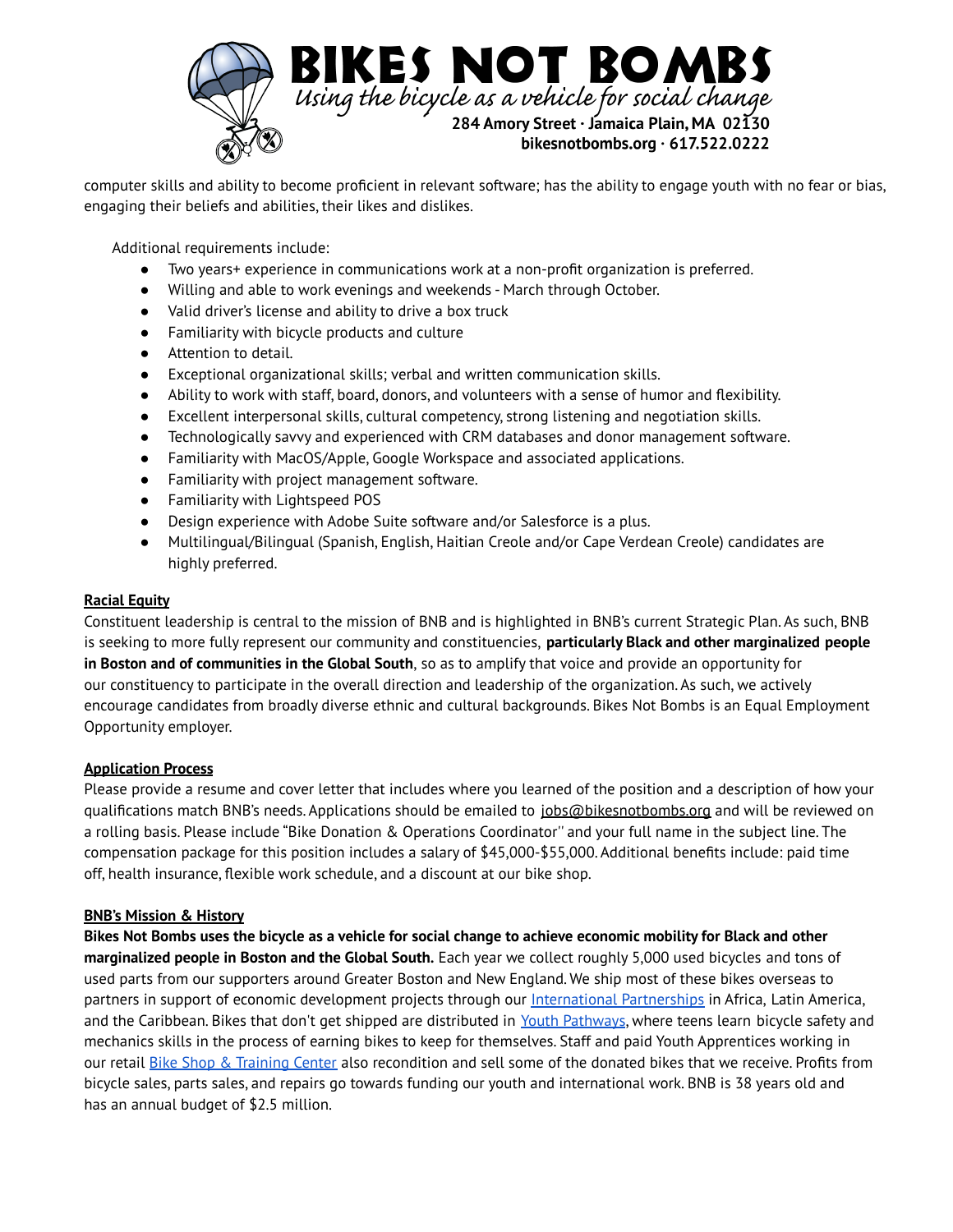computer skills and ability to become proficient in relevant software; has the ability to engage youth with no fear or bias, engaging their beliefs and abilities, their likes and dislikes.

Additional requirements include:

- Two years+ experience in communications work at a non-profit organization is preferred.
- Willing and able to work evenings and weekends - March through October.
- Valid driver's license and ability to drive a box truck
- Familiarity with bicycle products and culture
- Attention to detail.
- Exceptional organizational skills; verbal and written communication skills.
- Ability to work with staff, board, donors, and volunteers with a sense of humor and flexibility.
- Excellent interpersonal skills, cultural competency, strong listening and negotiation skills.
- Technologically savvy and experienced with CRM databases and donor management software.
- Familiarity with MacOS/Apple, Google Workspace and associated applications.
- Familiarity with project management software.
- Familiarity with Lightspeed POS
- Design experience with Adobe Suite software and/or Salesforce is a plus.
- Multilingual/Bilingual (Spanish, English, Haitian Creole and/or Cape Verdean Creole) candidates are highly preferred.

## Racial Equity

Constituent leadership is central to the mission of BNB and is highlighted in BNB's current Strategic Plan. As such, BNB is seeking to more fully represent our community and constituencies, **particularly Black and other marginalized people in Boston and of communities in the Global South**, so as to amplify that voice and provide an opportunity for our constituency to participate in the overall direction and leadership of the organization. As such, we actively encourage candidates from broadly diverse ethnic and cultural backgrounds. Bikes Not Bombs is an Equal Employment Opportunity employer.

## Application Process

Please provide a resume and cover letter that includes where you learned of the position and a description of how your qualifications match BNB's needs. Applications should be emailed to jobs@bikesnotbombs.org and will be reviewed on a rolling basis. Please include "Bike Donation & Operations Coordinator" and your full name in the subject line. The compensation package for this position includes a salary of $45,000-$55,000. Additional benefits include: paid time off, health insurance, flexible work schedule, and a discount at our bike shop.

## BNB's Mission & History

**Bikes Not Bombs uses the bicycle as a vehicle for social change to achieve economic mobility for Black and other marginalized people in Boston and the Global South.** Each year we collect roughly 5,000 used bicycles and tons of used parts from our supporters around Greater Boston and New England. We ship most of these bikes overseas to partners in support of economic development projects through our International Partnerships in Africa, Latin America, and the Caribbean. Bikes that don't get shipped are distributed in Youth Pathways, where teens learn bicycle safety and mechanics skills in the process of earning bikes to keep for themselves. Staff and paid Youth Apprentices working in our retail Bike Shop & Training Center also recondition and sell some of the donated bikes that we receive. Profits from bicycle sales, parts sales, and repairs go towards funding our youth and international work. BNB is 38 years old and has an annual budget of $2.5 million.